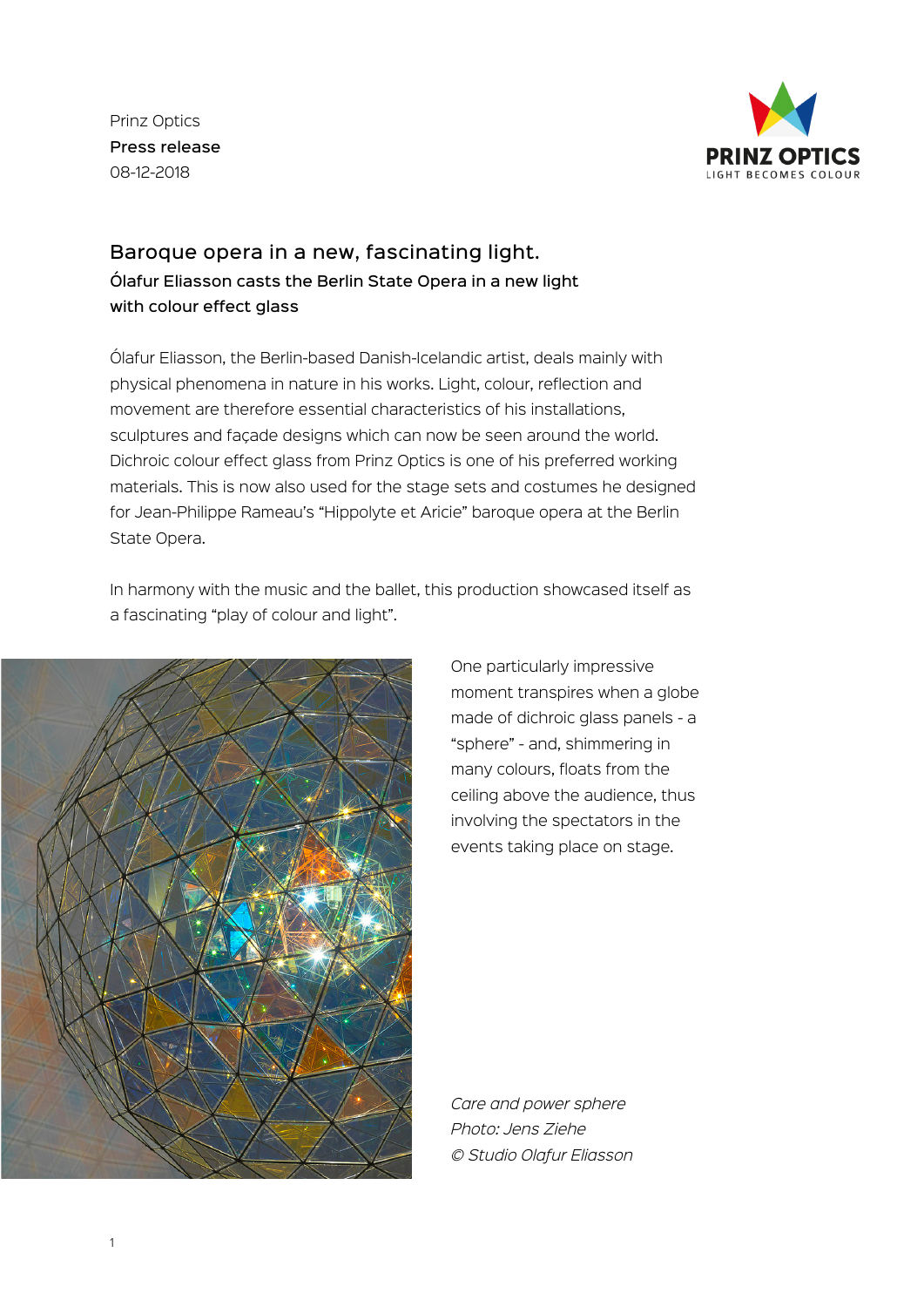Prinz Optics
**Press release**
08-12-2018

## Baroque opera in a new, fascinating light.

### Ólafur Eliasson casts the Berlin State Opera in a new light with colour effect glass

Ólafur Eliasson, the Berlin-based Danish-Icelandic artist, deals mainly with physical phenomena in nature in his works. Light, colour, reflection and movement are therefore essential characteristics of his installations, sculptures and façade designs which can now be seen around the world. Dichroic colour effect glass from Prinz Optics is one of his preferred working materials. This is now also used for the stage sets and costumes he designed for Jean-Philippe Rameau's "Hippolyte et Aricie" baroque opera at the Berlin State Opera.

In harmony with the music and the ballet, this production showcased itself as a fascinating "play of colour and light".

One particularly impressive moment transpires when a globe made of dichroic glass panels - a "sphere" - and, shimmering in many colours, floats from the ceiling above the audience, thus involving the spectators in the events taking place on stage.

*Care and power sphere*
*Photo: Jens Ziehe*
*© Studio Olafur Eliasson*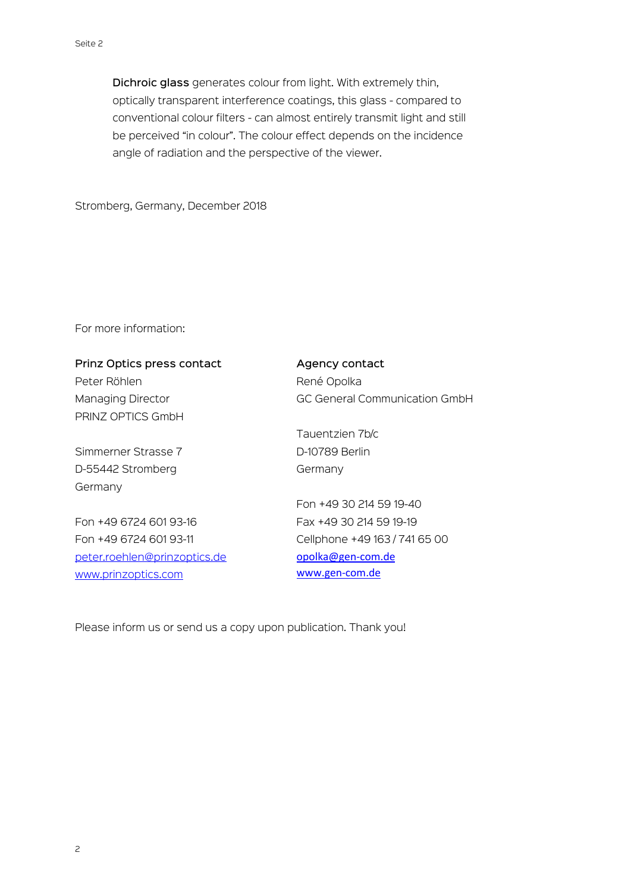**Dichroic glass** generates colour from light. With extremely thin, optically transparent interference coatings, this glass - compared to conventional colour filters - can almost entirely transmit light and still be perceived “in colour”. The colour effect depends on the incidence angle of radiation and the perspective of the viewer.

Stromberg, Germany, December 2018

For more information:

**Prinz Optics press contact**
Peter Röhlen
Managing Director
PRINZ OPTICS GmbH

Simmerner Strasse 7
D-55442 Stromberg
Germany

Fon +49 6724 601 93-16
Fon +49 6724 601 93-11
peter.roehlen@prinzoptics.de
www.prinzoptics.com

**Agency contact**
René Opolka
GC General Communication GmbH

Tauentzien 7b/c
D-10789 Berlin
Germany

Fon +49 30 214 59 19-40
Fax +49 30 214 59 19-19
Cellphone +49 163 / 741 65 00
opolka@gen-com.de
www.gen-com.de

Please inform us or send us a copy upon publication. Thank you!